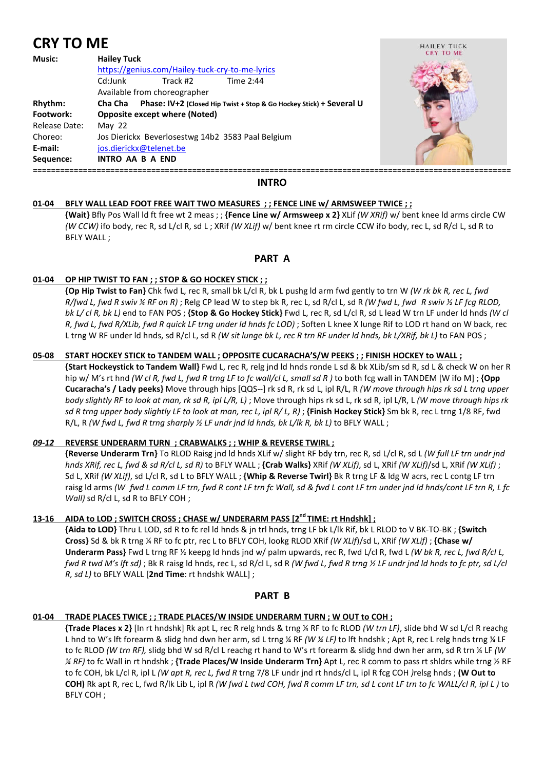# CRY TO ME

| | |
|---|---|
| **Music:** | **Hailey Tuck** |
| | https://genius.com/Hailey-tuck-cry-to-me-lyrics |
| | Cd:Junk Track #2 Time 2:44 |
| | Available from choreographer |
| **Rhythm:** | **Cha Cha Phase: IV+2 (Closed Hip Twist + Stop & Go Hockey Stick) + Several U** |
| **Footwork:** | **Opposite except where (Noted)** |
| Release Date: | May 22 |
| Choreo: | Jos Dierickx Beverlosestwg 14b2 3583 Paal Belgium |
| **E-mail:** | jos.dierickx@telenet.be |
| **Sequence:** | **INTRO AA B A END** |

## INTRO

**01-04 BFLY WALL LEAD FOOT FREE WAIT TWO MEASURES ; ; FENCE LINE w/ ARMSWEEP TWICE ; ;**

**{Wait}** Bfly Pos Wall ld ft free wt 2 meas ; ; **{Fence Line w/ Armsweep x 2}** XLif *(W XRif)* w/ bent knee ld arms circle CW *(W CCW)* ifo body, rec R, sd L/cl R, sd L ; XRif *(W XLif)* w/ bent knee rt rm circle CCW ifo body, rec L, sd R/cl L, sd R to BFLY WALL ;

## PART A

**01-04 OP HIP TWIST TO FAN ; ; STOP & GO HOCKEY STICK ; ;**

**{Op Hip Twist to Fan}** Chk fwd L, rec R, small bk L/cl R, bk L pushg ld arm fwd gently to trn W *(W rk bk R, rec L, fwd R/fwd L, fwd R swiv ¼ RF on R)* ; Relg CP lead W to step bk R, rec L, sd R/cl L, sd R *(W fwd L, fwd R swiv ½ LF fcg RLOD, bk L/ cl R, bk L)* end to FAN POS ; **{Stop & Go Hockey Stick}** Fwd L, rec R, sd L/cl R, sd L lead W trn LF under ld hnds *(W cl R, fwd L, fwd R/XLib, fwd R quick LF trng under ld hnds fc LOD)* ; Soften L knee X lunge Rif to LOD rt hand on W back, rec L trng W RF under ld hnds, sd R/cl L, sd R *(W sit lunge bk L, rec R trn RF under ld hnds, bk L/XRif, bk L)* to FAN POS ;

**05-08 START HOCKEY STICK to TANDEM WALL ; OPPOSITE CUCARACHA'S/W PEEKS ; ; FINISH HOCKEY to WALL ;**

**{Start Hockeystick to Tandem Wall}** Fwd L, rec R, relg jnd ld hnds ronde L sd & bk XLib/sm sd R, sd L & check W on her R hip w/ M's rt hnd *(W cl R, fwd L, fwd R trng LF to fc wall/cl L, small sd R )* to both fcg wall in TANDEM [W ifo M] ; **{Opp Cucaracha's / Lady peeks}** Move through hips [QQS--] rk sd R, rk sd L, ipl R/L, R *(W move through hips rk sd L trng upper body slightly RF to look at man, rk sd R, ipl L/R, L)* ; Move through hips rk sd L, rk sd R, ipl L/R, L *(W move through hips rk sd R trng upper body slightly LF to look at man, rec L, ipl R/ L, R)* ; **{Finish Hockey Stick}** Sm bk R, rec L trng 1/8 RF, fwd R/L, R *(W fwd L, fwd R trng sharply ½ LF undr jnd ld hnds, bk L/lk R, bk L)* to BFLY WALL ;

***09-12*** **REVERSE UNDERARM TURN ; CRABWALKS ; ; WHIP & REVERSE TWIRL ;**

**{Reverse Underarm Trn}** To RLOD Raisg jnd ld hnds XLif w/ slight RF bdy trn, rec R, sd L/cl R, sd L *(W full LF trn undr jnd hnds XRif, rec L, fwd & sd R/cl L, sd R)* to BFLY WALL ; **{Crab Walks}** XRif *(W XLif)*, sd L, XRif *(W XLif)*/sd L, XRif *(W XLif)* ; Sd L, XRif *(W XLif)*, sd L/cl R, sd L to BFLY WALL ; **{Whip & Reverse Twirl}** Bk R trng LF & ldg W acrs, rec L contg LF trn raisg ld arms *(W fwd L comm LF trn, fwd R cont LF trn fc Wall, sd & fwd L cont LF trn under jnd ld hnds/cont LF trn R, L fc Wall)* sd R/cl L, sd R to BFLY COH ;

**13-16 AIDA to LOD ; SWITCH CROSS ; CHASE w/ UNDERARM PASS [2nd TIME: rt Hndshk] ;**

**{Aida to LOD}** Thru L LOD, sd R to fc rel ld hnds & jn trl hnds, trng LF bk L/lk Rif, bk L RLOD to V BK-TO-BK ; **{Switch Cross}** Sd & bk R trng ¼ RF to fc ptr, rec L to BFLY COH, lookg RLOD XRif *(W XLif)*/sd L, XRif *(W XLif)* ; **{Chase w/ Underarm Pass}** Fwd L trng RF ½ keepg ld hnds jnd w/ palm upwards, rec R, fwd L/cl R, fwd L *(W bk R, rec L, fwd R/cl L, fwd R twd M's lft sd)* ; Bk R raisg ld hnds, rec L, sd R/cl L, sd R *(W fwd L, fwd R trng ½ LF undr jnd ld hnds to fc ptr, sd L/cl R, sd L)* to BFLY WALL [**2nd Time**: rt hndshk WALL] ;

## PART B

**01-04 TRADE PLACES TWICE ; ; TRADE PLACES/W INSIDE UNDERARM TURN ; W OUT to COH ;**

**{Trade Places x 2}** [In rt hndshk] Rk apt L, rec R relg hnds & trng ¼ RF to fc RLOD *(W trn LF)*, slide bhd W sd L/cl R reachg L hnd to W's lft forearm & slidg hnd dwn her arm, sd L trng ¼ RF *(W ¼ LF)* to lft hndshk ; Apt R, rec L relg hnds trng ¼ LF to fc RLOD *(W trn RF),* slidg bhd W sd R/cl L reachg rt hand to W's rt forearm & slidg hnd dwn her arm, sd R trn ¼ LF *(W ¼ RF)* to fc Wall in rt hndshk ; **{Trade Places/W Inside Underarm Trn}** Apt L, rec R comm to pass rt shldrs while trng ½ RF to fc COH, bk L/cl R, ipl L *(W apt R, rec L, fwd R* trng 7/8 LF undr jnd rt hnds/cl L, ipl R fcg COH *)*relsg hnds ; **{W Out to COH}** Rk apt R, rec L, fwd R/lk Lib L, ipl R *(W fwd L twd COH, fwd R comm LF trn, sd L cont LF trn to fc WALL/cl R, ipl L )* to BFLY COH ;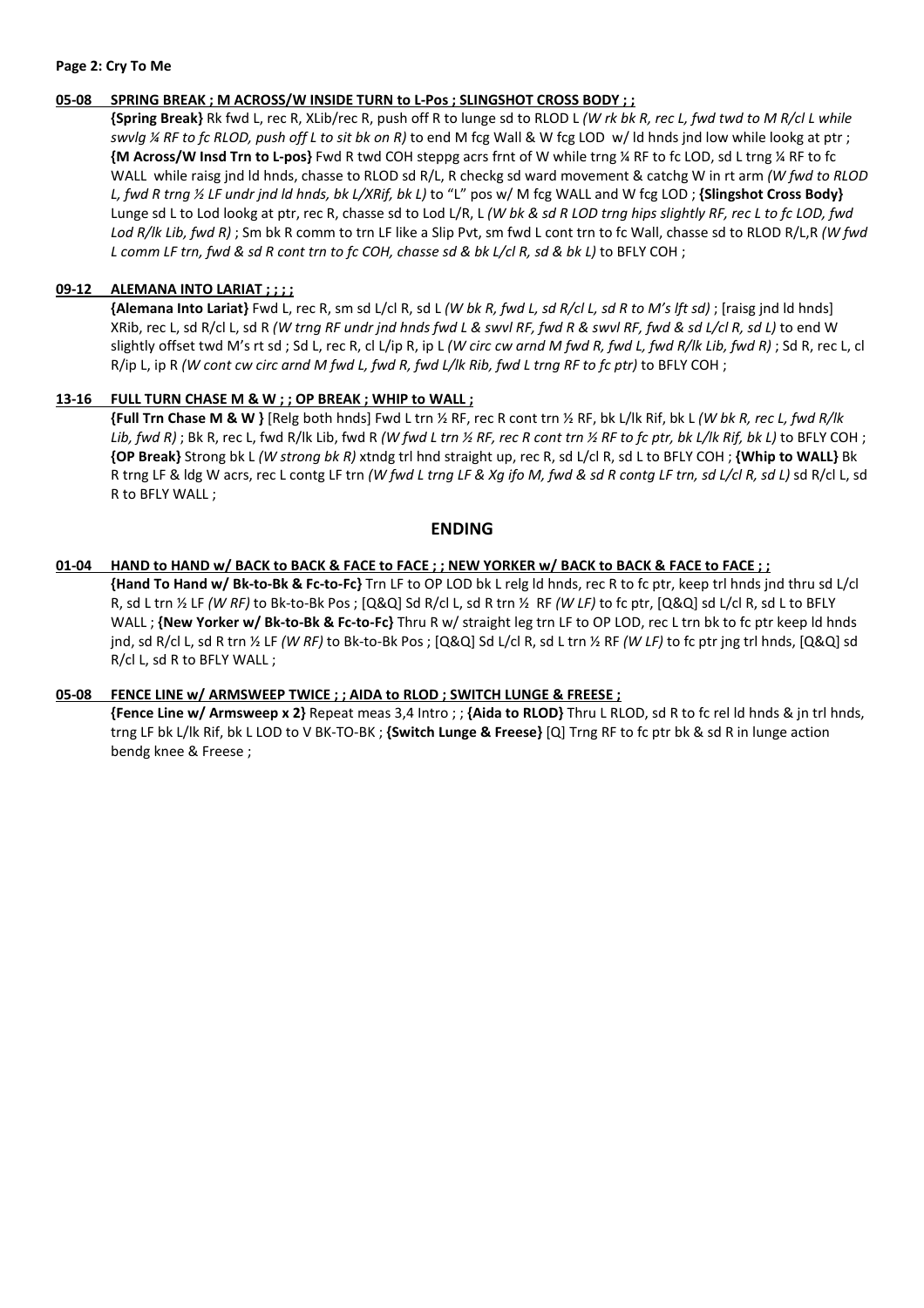**Page 2: Cry To Me**

**05-08 SPRING BREAK ; M ACROSS/W INSIDE TURN to L-Pos ; SLINGSHOT CROSS BODY ; ;**

**{Spring Break}** Rk fwd L, rec R, XLib/rec R, push off R to lunge sd to RLOD L *(W rk bk R, rec L, fwd twd to M R/cl L while swvlg ¼ RF to fc RLOD, push off L to sit bk on R)* to end M fcg Wall & W fcg LOD w/ ld hnds jnd low while lookg at ptr ; **{M Across/W Insd Trn to L-pos}** Fwd R twd COH steppg acrs frnt of W while trng ¼ RF to fc LOD, sd L trng ¼ RF to fc WALL while raisg jnd ld hnds, chasse to RLOD sd R/L, R checkg sd ward movement & catchg W in rt arm *(W fwd to RLOD L, fwd R trng ½ LF undr jnd ld hnds, bk L/XRif, bk L)* to "L" pos w/ M fcg WALL and W fcg LOD ; **{Slingshot Cross Body}** Lunge sd L to Lod lookg at ptr, rec R, chasse sd to Lod L/R, L *(W bk & sd R LOD trng hips slightly RF, rec L to fc LOD, fwd Lod R/lk Lib, fwd R)* ; Sm bk R comm to trn LF like a Slip Pvt, sm fwd L cont trn to fc Wall, chasse sd to RLOD R/L,R *(W fwd L comm LF trn, fwd & sd R cont trn to fc COH, chasse sd & bk L/cl R, sd & bk L)* to BFLY COH ;

**09-12 ALEMANA INTO LARIAT ; ; ; ;**

**{Alemana Into Lariat}** Fwd L, rec R, sm sd L/cl R, sd L *(W bk R, fwd L, sd R/cl L, sd R to M's lft sd)* ; [raisg jnd ld hnds] XRib, rec L, sd R/cl L, sd R *(W trng RF undr jnd hnds fwd L & swvl RF, fwd R & swvl RF, fwd & sd L/cl R, sd L)* to end W slightly offset twd M's rt sd ; Sd L, rec R, cl L/ip R, ip L *(W circ cw arnd M fwd R, fwd L, fwd R/lk Lib, fwd R)* ; Sd R, rec L, cl R/ip L, ip R *(W cont cw circ arnd M fwd L, fwd R, fwd L/lk Rib, fwd L trng RF to fc ptr)* to BFLY COH ;

**13-16 FULL TURN CHASE M & W ; ; OP BREAK ; WHIP to WALL ;**

**{Full Trn Chase M & W }** [Relg both hnds] Fwd L trn ½ RF, rec R cont trn ½ RF, bk L/lk Rif, bk L *(W bk R, rec L, fwd R/lk Lib, fwd R)* ; Bk R, rec L, fwd R/lk Lib, fwd R *(W fwd L trn ½ RF, rec R cont trn ½ RF to fc ptr, bk L/lk Rif, bk L)* to BFLY COH ; **{OP Break}** Strong bk L *(W strong bk R)* xtndg trl hnd straight up, rec R, sd L/cl R, sd L to BFLY COH ; **{Whip to WALL}** Bk R trng LF & ldg W acrs, rec L contg LF trn *(W fwd L trng LF & Xg ifo M, fwd & sd R contg LF trn, sd L/cl R, sd L)* sd R/cl L, sd R to BFLY WALL ;

## ENDING

**01-04 HAND to HAND w/ BACK to BACK & FACE to FACE ; ; NEW YORKER w/ BACK to BACK & FACE to FACE ; ;**

**{Hand To Hand w/ Bk-to-Bk & Fc-to-Fc}** Trn LF to OP LOD bk L relg ld hnds, rec R to fc ptr, keep trl hnds jnd thru sd L/cl R, sd L trn ½ LF *(W RF)* to Bk-to-Bk Pos ; [Q&Q] Sd R/cl L, sd R trn ½ RF *(W LF)* to fc ptr, [Q&Q] sd L/cl R, sd L to BFLY WALL ; **{New Yorker w/ Bk-to-Bk & Fc-to-Fc}** Thru R w/ straight leg trn LF to OP LOD, rec L trn bk to fc ptr keep ld hnds jnd, sd R/cl L, sd R trn ½ LF *(W RF)* to Bk-to-Bk Pos ; [Q&Q] Sd L/cl R, sd L trn ½ RF *(W LF)* to fc ptr jng trl hnds, [Q&Q] sd R/cl L, sd R to BFLY WALL ;

**05-08 FENCE LINE w/ ARMSWEEP TWICE ; ; AIDA to RLOD ; SWITCH LUNGE & FREESE ;**

**{Fence Line w/ Armsweep x 2}** Repeat meas 3,4 Intro ; ; **{Aida to RLOD}** Thru L RLOD, sd R to fc rel ld hnds & jn trl hnds, trng LF bk L/lk Rif, bk L LOD to V BK-TO-BK ; **{Switch Lunge & Freese}** [Q] Trng RF to fc ptr bk & sd R in lunge action bendg knee & Freese ;